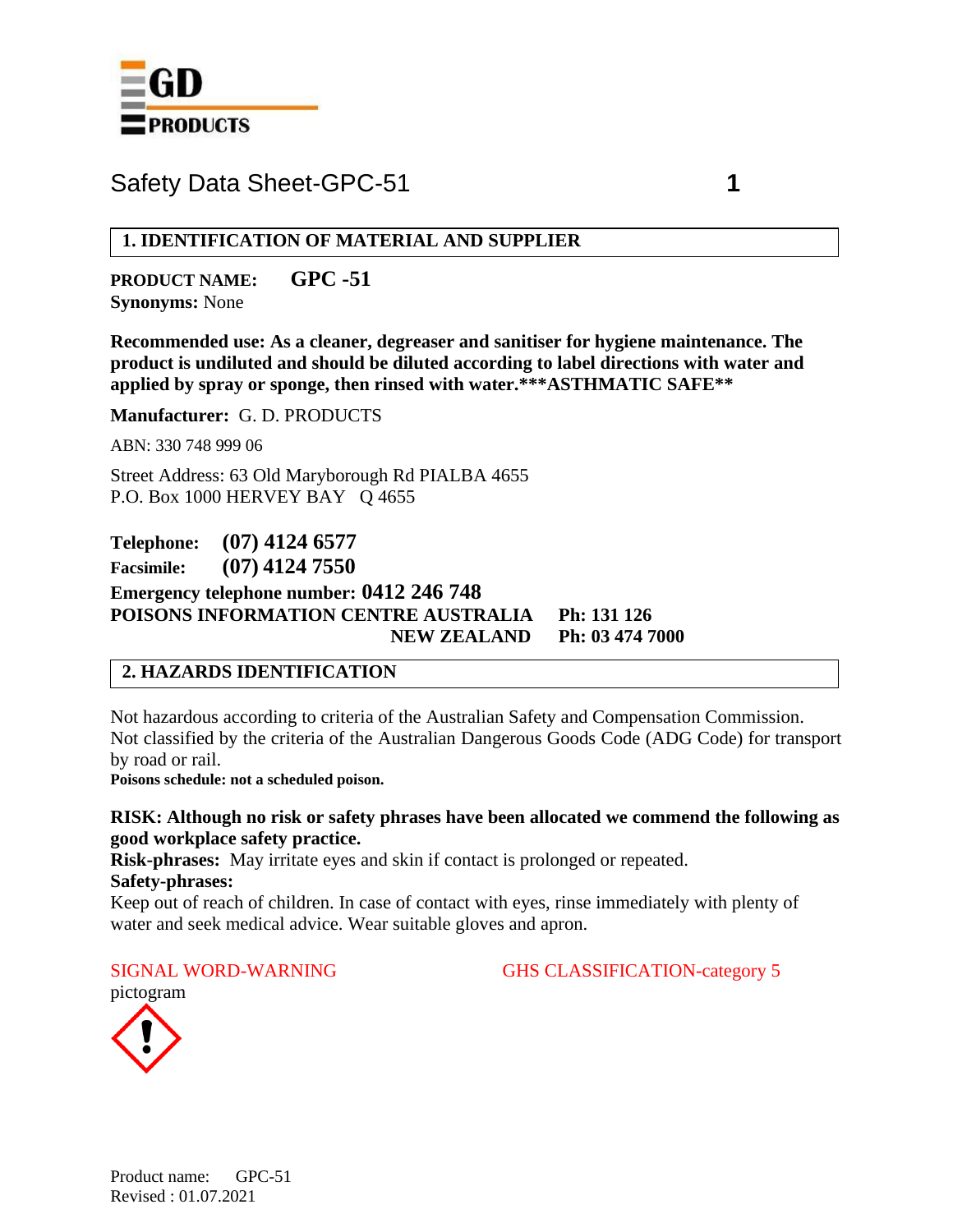GD PRODUCTS

# Safety Data Sheet-GPC-51

## 1. IDENTIFICATION OF MATERIAL AND SUPPLIER

**PRODUCT NAME: GPC -51**
**Synonyms:** None

**Recommended use: As a cleaner, degreaser and sanitiser for hygiene maintenance. The product is undiluted and should be diluted according to label directions with water and applied by spray or sponge, then rinsed with water.***ASTHMATIC SAFE****

**Manufacturer:** G. D. PRODUCTS

ABN: 330 748 999 06

Street Address: 63 Old Maryborough Rd PIALBA 4655
P.O. Box 1000 HERVEY BAY Q 4655

**Telephone: (07) 4124 6577**
**Facsimile: (07) 4124 7550**
**Emergency telephone number: 0412 246 748**
**POISONS INFORMATION CENTRE AUSTRALIA Ph: 131 126**
**NEW ZEALAND Ph: 03 474 7000**

## 2. HAZARDS IDENTIFICATION

Not hazardous according to criteria of the Australian Safety and Compensation Commission. Not classified by the criteria of the Australian Dangerous Goods Code (ADG Code) for transport by road or rail.
**Poisons schedule: not a scheduled poison.**

**RISK: Although no risk or safety phrases have been allocated we commend the following as good workplace safety practice.**
**Risk-phrases:** May irritate eyes and skin if contact is prolonged or repeated.
**Safety-phrases:**
Keep out of reach of children. In case of contact with eyes, rinse immediately with plenty of water and seek medical advice. Wear suitable gloves and apron.

SIGNAL WORD-WARNING GHS CLASSIFICATION-category 5
pictogram

Product name: GPC-51
Revised : 01.07.2021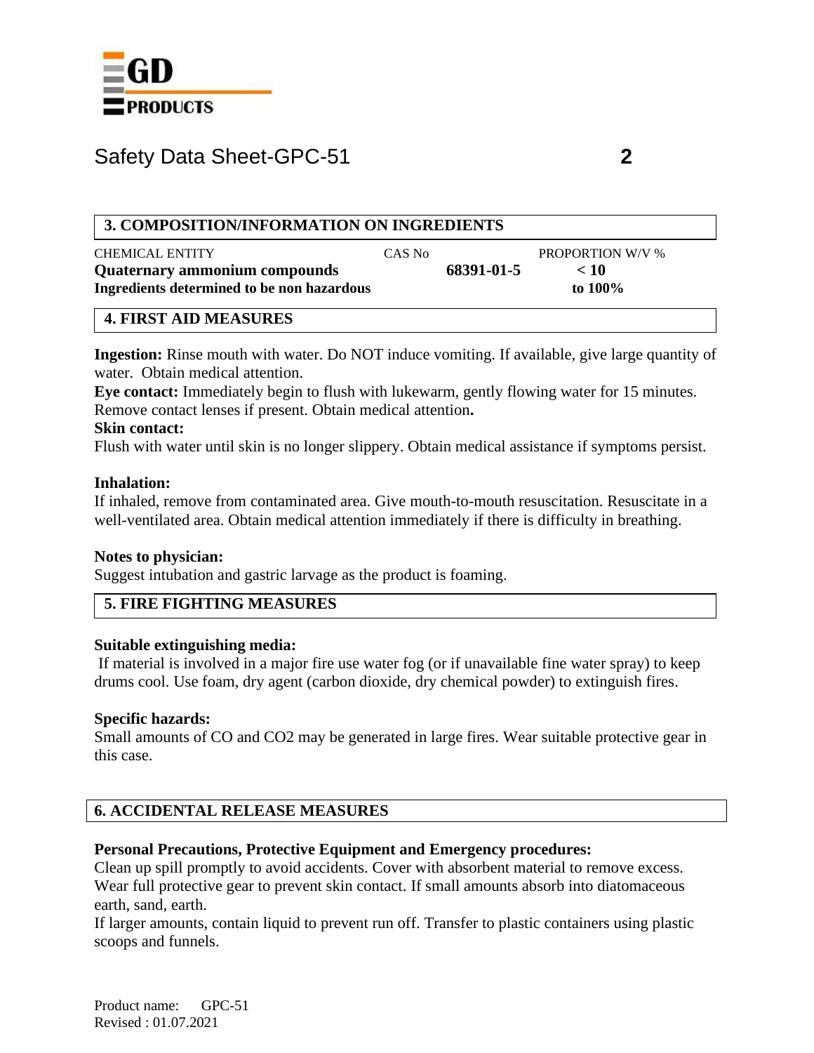# Safety Data Sheet-GPC-51

## 3. COMPOSITION/INFORMATION ON INGREDIENTS

| CHEMICAL ENTITY | CAS No | PROPORTION W/V % |
|---|---|---|
| **Quaternary ammonium compounds** | **68391-01-5** | **< 10** |
| **Ingredients determined to be non hazardous** | | **to 100%** |

## 4. FIRST AID MEASURES

**Ingestion:** Rinse mouth with water. Do NOT induce vomiting. If available, give large quantity of water. Obtain medical attention.

**Eye contact:** Immediately begin to flush with lukewarm, gently flowing water for 15 minutes. Remove contact lenses if present. Obtain medical attention**.**

**Skin contact:**

Flush with water until skin is no longer slippery. Obtain medical assistance if symptoms persist.

**Inhalation:**

If inhaled, remove from contaminated area. Give mouth-to-mouth resuscitation. Resuscitate in a well-ventilated area. Obtain medical attention immediately if there is difficulty in breathing.

**Notes to physician:**

Suggest intubation and gastric larvage as the product is foaming.

## 5. FIRE FIGHTING MEASURES

**Suitable extinguishing media:**

If material is involved in a major fire use water fog (or if unavailable fine water spray) to keep drums cool. Use foam, dry agent (carbon dioxide, dry chemical powder) to extinguish fires.

**Specific hazards:**

Small amounts of CO and $CO_2$ may be generated in large fires. Wear suitable protective gear in this case.

## 6. ACCIDENTAL RELEASE MEASURES

**Personal Precautions, Protective Equipment and Emergency procedures:**

Clean up spill promptly to avoid accidents. Cover with absorbent material to remove excess. Wear full protective gear to prevent skin contact. If small amounts absorb into diatomaceous earth, sand, earth.

If larger amounts, contain liquid to prevent run off. Transfer to plastic containers using plastic scoops and funnels.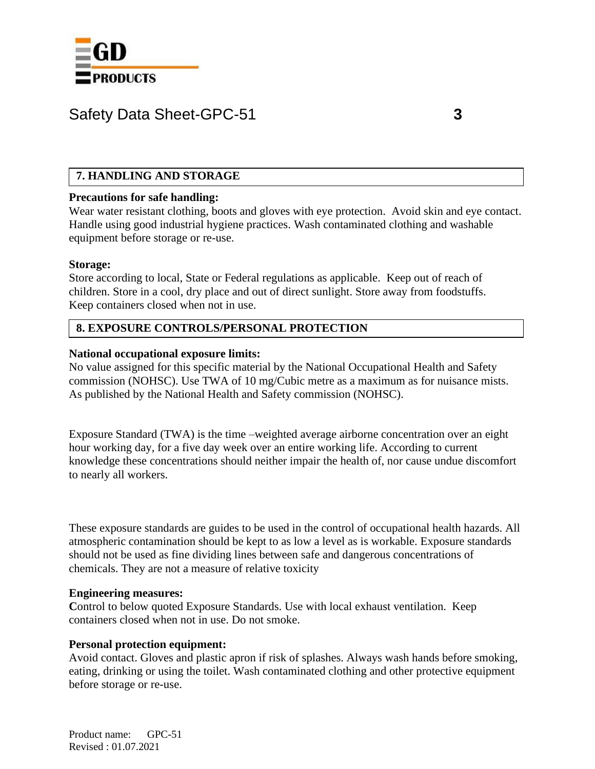## 7. HANDLING AND STORAGE

**Precautions for safe handling:**
Wear water resistant clothing, boots and gloves with eye protection. Avoid skin and eye contact. Handle using good industrial hygiene practices. Wash contaminated clothing and washable equipment before storage or re-use.

**Storage:**
Store according to local, State or Federal regulations as applicable. Keep out of reach of children. Store in a cool, dry place and out of direct sunlight. Store away from foodstuffs. Keep containers closed when not in use.

## 8. EXPOSURE CONTROLS/PERSONAL PROTECTION

**National occupational exposure limits:**
No value assigned for this specific material by the National Occupational Health and Safety commission (NOHSC). Use TWA of 10 mg/Cubic metre as a maximum as for nuisance mists. As published by the National Health and Safety commission (NOHSC).

Exposure Standard (TWA) is the time –weighted average airborne concentration over an eight hour working day, for a five day week over an entire working life. According to current knowledge these concentrations should neither impair the health of, nor cause undue discomfort to nearly all workers.

These exposure standards are guides to be used in the control of occupational health hazards. All atmospheric contamination should be kept to as low a level as is workable. Exposure standards should not be used as fine dividing lines between safe and dangerous concentrations of chemicals. They are not a measure of relative toxicity

**Engineering measures:**
**C**ontrol to below quoted Exposure Standards. Use with local exhaust ventilation. Keep containers closed when not in use. Do not smoke.

**Personal protection equipment:**
Avoid contact. Gloves and plastic apron if risk of splashes. Always wash hands before smoking, eating, drinking or using the toilet. Wash contaminated clothing and other protective equipment before storage or re-use.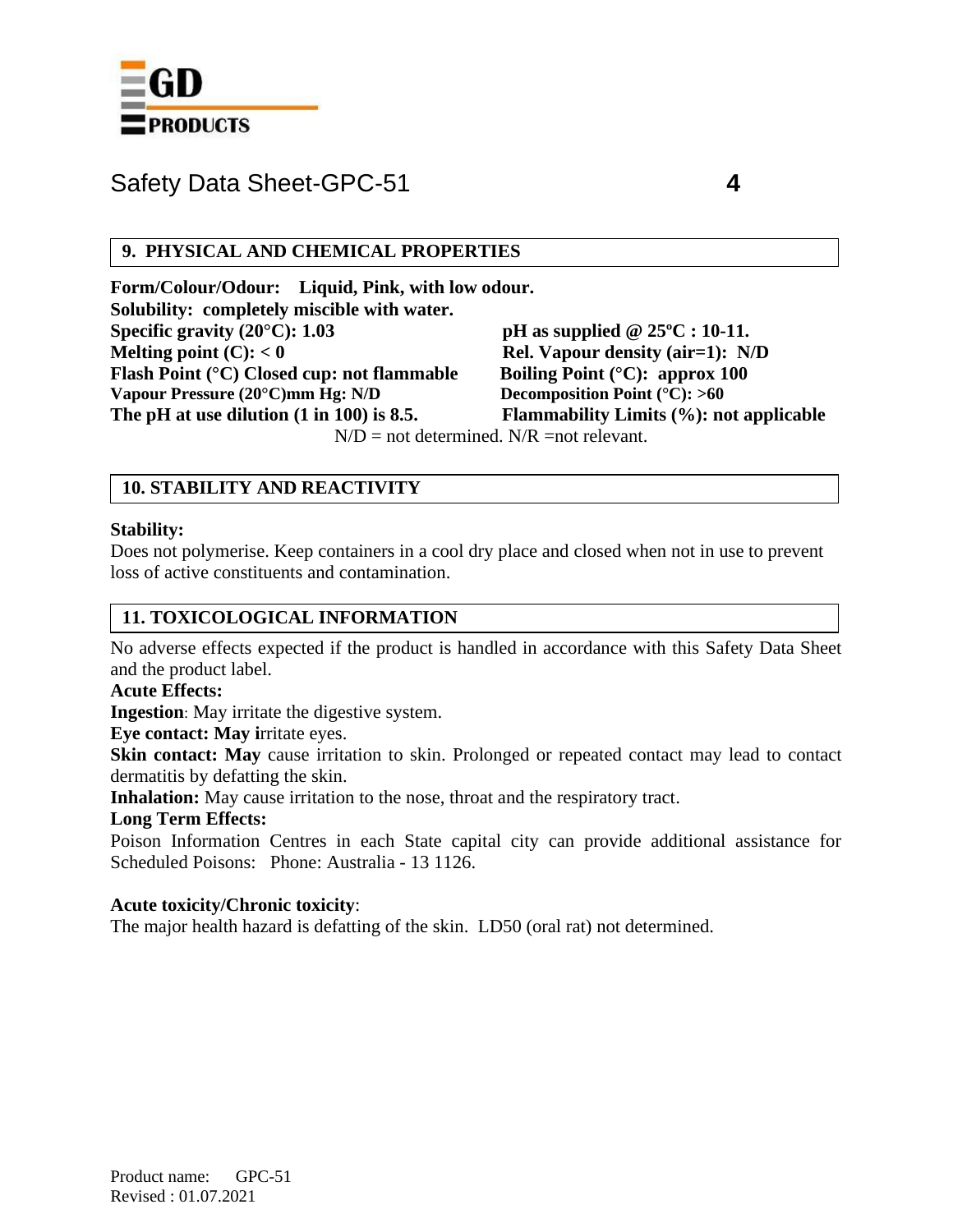## 9. PHYSICAL AND CHEMICAL PROPERTIES

**Form/Colour/Odour: Liquid, Pink, with low odour.**
**Solubility: completely miscible with water.**
**Specific gravity (20°C): 1.03**
**pH as supplied @ 25ºC : 10-11.**
**Melting point (C): < 0**
**Rel. Vapour density (air=1): N/D**
**Flash Point (°C) Closed cup: not flammable**
**Boiling Point (°C): approx 100**
**Vapour Pressure (20°C)mm Hg: N/D**
**Decomposition Point (°C): >60**
**The pH at use dilution (1 in 100) is 8.5.**
**Flammability Limits (%): not applicable**

N/D = not determined. N/R =not relevant.

## 10. STABILITY AND REACTIVITY

**Stability:**

Does not polymerise. Keep containers in a cool dry place and closed when not in use to prevent loss of active constituents and contamination.

## 11. TOXICOLOGICAL INFORMATION

No adverse effects expected if the product is handled in accordance with this Safety Data Sheet and the product label.

**Acute Effects:**

**Ingestion**: May irritate the digestive system.

**Eye contact: May i**rritate eyes.

**Skin contact: May** cause irritation to skin. Prolonged or repeated contact may lead to contact dermatitis by defatting the skin.

**Inhalation:** May cause irritation to the nose, throat and the respiratory tract.

**Long Term Effects:**

Poison Information Centres in each State capital city can provide additional assistance for Scheduled Poisons: Phone: Australia - 13 1126.

**Acute toxicity/Chronic toxicity**:

The major health hazard is defatting of the skin. LD50 (oral rat) not determined.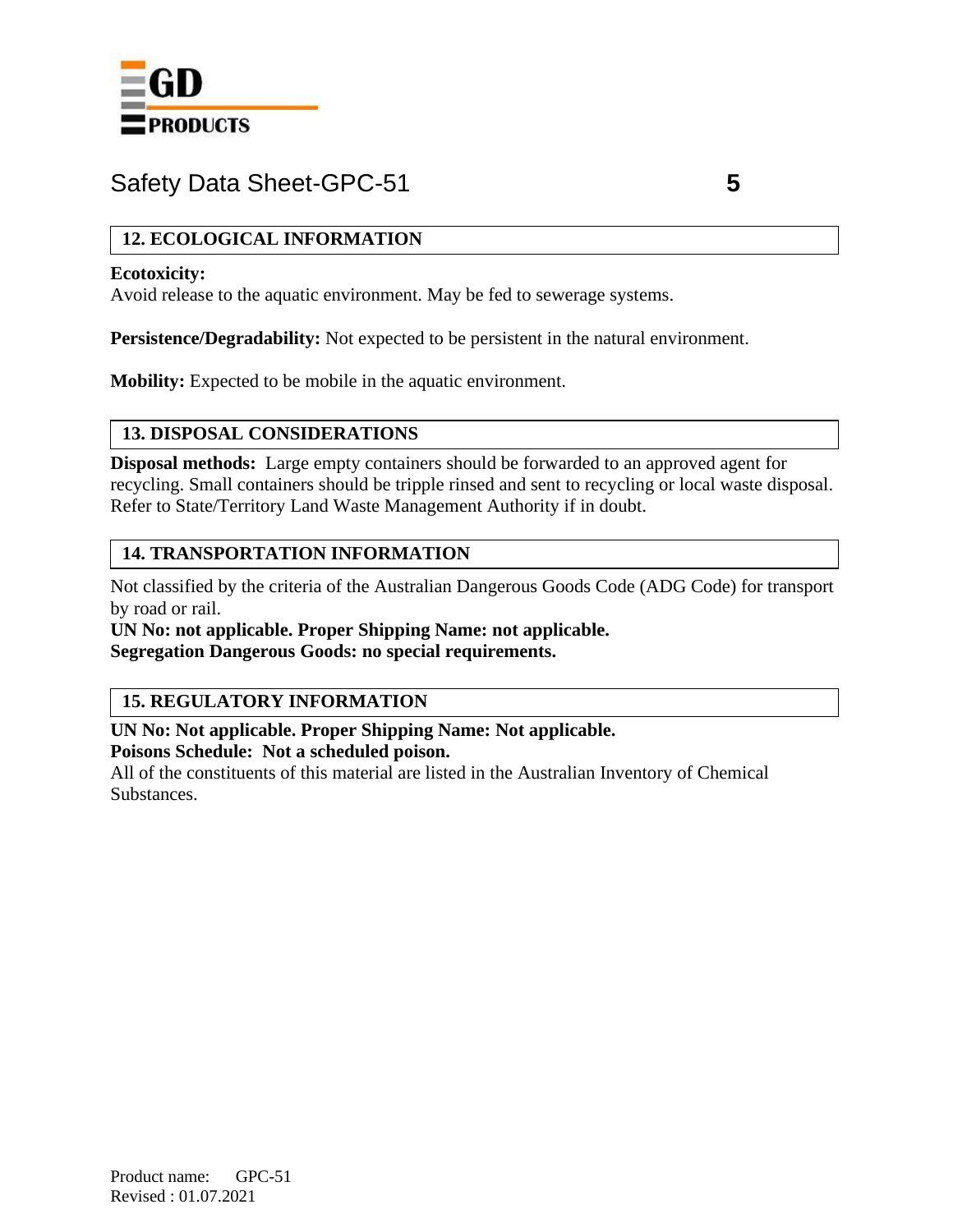## 12. ECOLOGICAL INFORMATION

**Ecotoxicity:**
Avoid release to the aquatic environment. May be fed to sewerage systems.

**Persistence/Degradability:** Not expected to be persistent in the natural environment.

**Mobility:** Expected to be mobile in the aquatic environment.

## 13. DISPOSAL CONSIDERATIONS

**Disposal methods:** Large empty containers should be forwarded to an approved agent for recycling. Small containers should be tripple rinsed and sent to recycling or local waste disposal. Refer to State/Territory Land Waste Management Authority if in doubt.

## 14. TRANSPORTATION INFORMATION

Not classified by the criteria of the Australian Dangerous Goods Code (ADG Code) for transport by road or rail.
**UN No: not applicable. Proper Shipping Name: not applicable.**
**Segregation Dangerous Goods: no special requirements.**

## 15. REGULATORY INFORMATION

**UN No: Not applicable. Proper Shipping Name: Not applicable.**
**Poisons Schedule: Not a scheduled poison.**
All of the constituents of this material are listed in the Australian Inventory of Chemical Substances.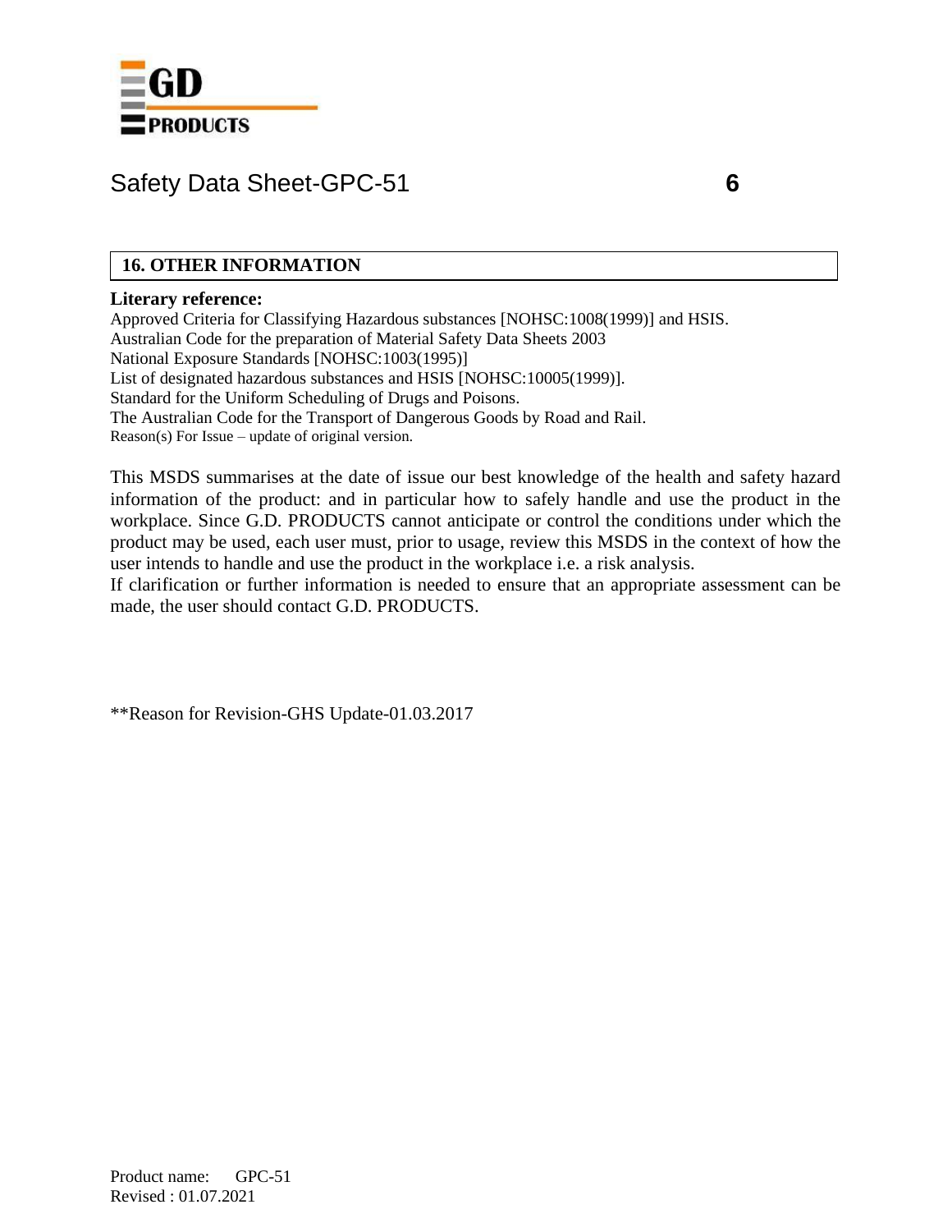## 16. OTHER INFORMATION

**Literary reference:**

Approved Criteria for Classifying Hazardous substances [NOHSC:1008(1999)] and HSIS.
Australian Code for the preparation of Material Safety Data Sheets 2003
National Exposure Standards [NOHSC:1003(1995)]
List of designated hazardous substances and HSIS [NOHSC:10005(1999)].
Standard for the Uniform Scheduling of Drugs and Poisons.
The Australian Code for the Transport of Dangerous Goods by Road and Rail.
Reason(s) For Issue – update of original version.

This MSDS summarises at the date of issue our best knowledge of the health and safety hazard information of the product: and in particular how to safely handle and use the product in the workplace. Since G.D. PRODUCTS cannot anticipate or control the conditions under which the product may be used, each user must, prior to usage, review this MSDS in the context of how the user intends to handle and use the product in the workplace i.e. a risk analysis.
If clarification or further information is needed to ensure that an appropriate assessment can be made, the user should contact G.D. PRODUCTS.

**Reason for Revision-GHS Update-01.03.2017